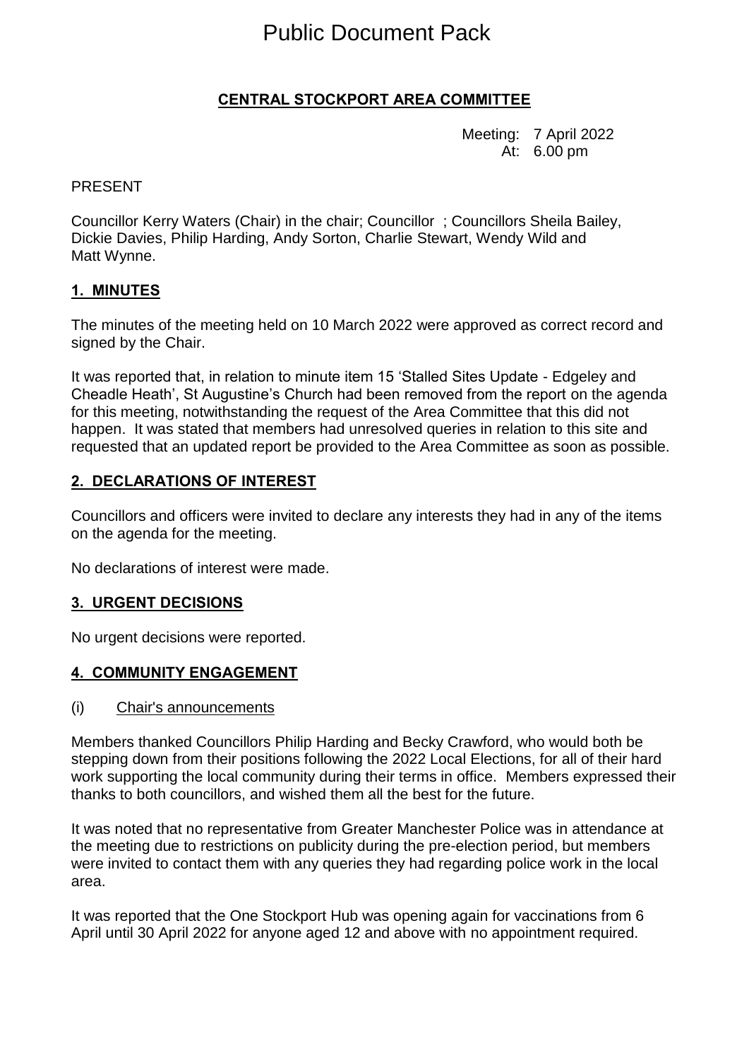# Public Document Pack

## CENTRAL STOCKPORT AREA COMMITTEE

Meeting: 7 April 2022
At: 6.00 pm

PRESENT

Councillor Kerry Waters (Chair) in the chair; Councillor ; Councillors Sheila Bailey, Dickie Davies, Philip Harding, Andy Sorton, Charlie Stewart, Wendy Wild and Matt Wynne.

### 1. MINUTES

The minutes of the meeting held on 10 March 2022 were approved as correct record and signed by the Chair.

It was reported that, in relation to minute item 15 'Stalled Sites Update - Edgeley and Cheadle Heath', St Augustine's Church had been removed from the report on the agenda for this meeting, notwithstanding the request of the Area Committee that this did not happen. It was stated that members had unresolved queries in relation to this site and requested that an updated report be provided to the Area Committee as soon as possible.

### 2. DECLARATIONS OF INTEREST

Councillors and officers were invited to declare any interests they had in any of the items on the agenda for the meeting.

No declarations of interest were made.

### 3. URGENT DECISIONS

No urgent decisions were reported.

### 4. COMMUNITY ENGAGEMENT

(i) Chair's announcements

Members thanked Councillors Philip Harding and Becky Crawford, who would both be stepping down from their positions following the 2022 Local Elections, for all of their hard work supporting the local community during their terms in office. Members expressed their thanks to both councillors, and wished them all the best for the future.

It was noted that no representative from Greater Manchester Police was in attendance at the meeting due to restrictions on publicity during the pre-election period, but members were invited to contact them with any queries they had regarding police work in the local area.

It was reported that the One Stockport Hub was opening again for vaccinations from 6 April until 30 April 2022 for anyone aged 12 and above with no appointment required.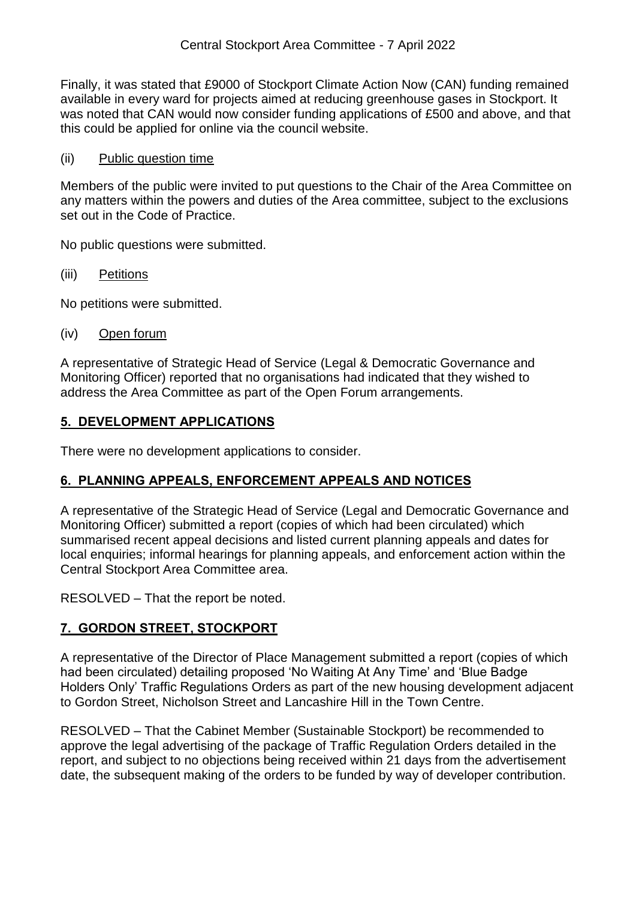Finally, it was stated that £9000 of Stockport Climate Action Now (CAN) funding remained available in every ward for projects aimed at reducing greenhouse gases in Stockport. It was noted that CAN would now consider funding applications of £500 and above, and that this could be applied for online via the council website.

(ii) Public question time

Members of the public were invited to put questions to the Chair of the Area Committee on any matters within the powers and duties of the Area committee, subject to the exclusions set out in the Code of Practice.

No public questions were submitted.

(iii) Petitions

No petitions were submitted.

(iv) Open forum

A representative of Strategic Head of Service (Legal & Democratic Governance and Monitoring Officer) reported that no organisations had indicated that they wished to address the Area Committee as part of the Open Forum arrangements.

## 5. DEVELOPMENT APPLICATIONS

There were no development applications to consider.

## 6. PLANNING APPEALS, ENFORCEMENT APPEALS AND NOTICES

A representative of the Strategic Head of Service (Legal and Democratic Governance and Monitoring Officer) submitted a report (copies of which had been circulated) which summarised recent appeal decisions and listed current planning appeals and dates for local enquiries; informal hearings for planning appeals, and enforcement action within the Central Stockport Area Committee area.

RESOLVED – That the report be noted.

## 7. GORDON STREET, STOCKPORT

A representative of the Director of Place Management submitted a report (copies of which had been circulated) detailing proposed 'No Waiting At Any Time' and 'Blue Badge Holders Only' Traffic Regulations Orders as part of the new housing development adjacent to Gordon Street, Nicholson Street and Lancashire Hill in the Town Centre.

RESOLVED – That the Cabinet Member (Sustainable Stockport) be recommended to approve the legal advertising of the package of Traffic Regulation Orders detailed in the report, and subject to no objections being received within 21 days from the advertisement date, the subsequent making of the orders to be funded by way of developer contribution.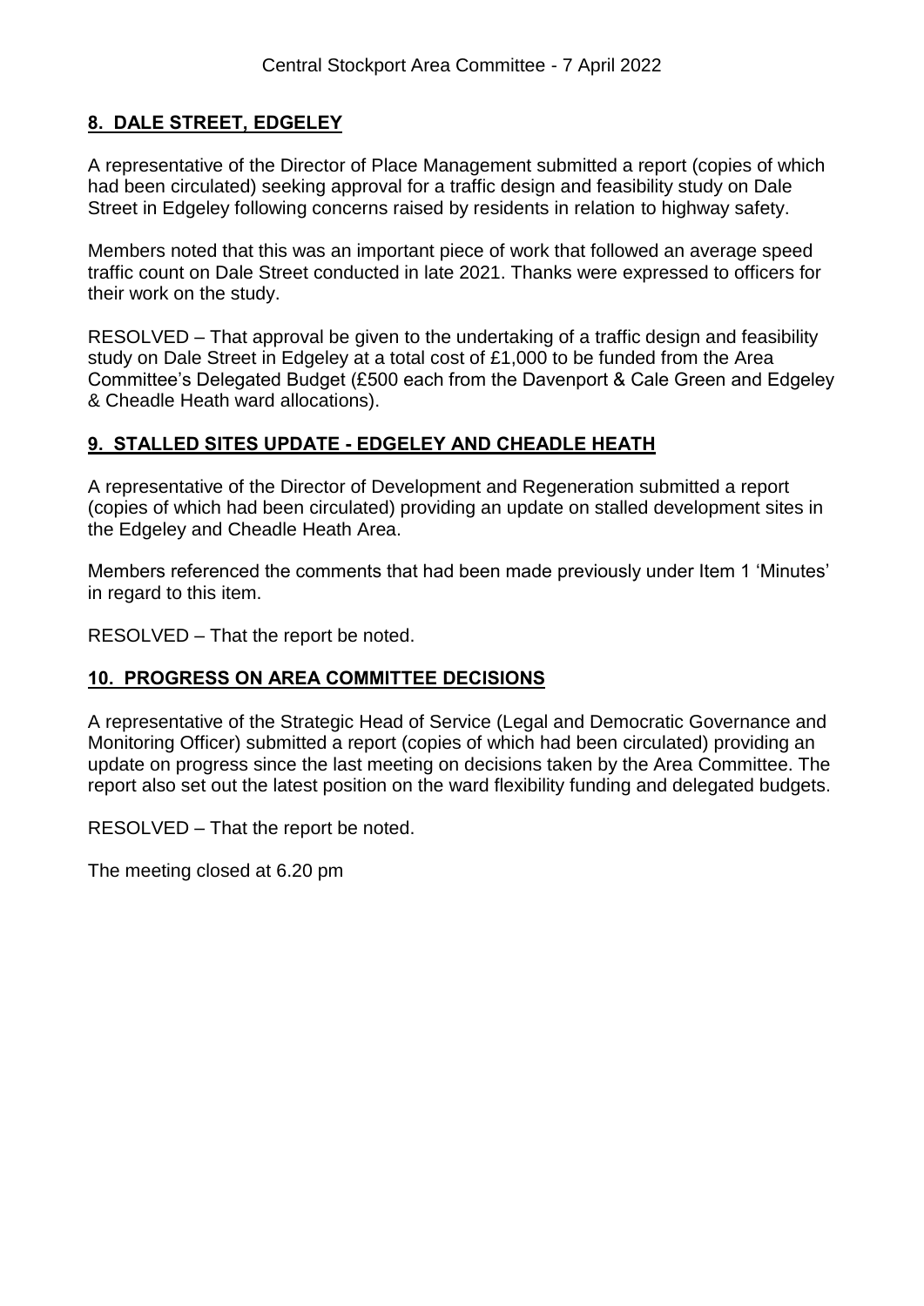## 8. DALE STREET, EDGELEY

A representative of the Director of Place Management submitted a report (copies of which had been circulated) seeking approval for a traffic design and feasibility study on Dale Street in Edgeley following concerns raised by residents in relation to highway safety.

Members noted that this was an important piece of work that followed an average speed traffic count on Dale Street conducted in late 2021. Thanks were expressed to officers for their work on the study.

RESOLVED – That approval be given to the undertaking of a traffic design and feasibility study on Dale Street in Edgeley at a total cost of £1,000 to be funded from the Area Committee's Delegated Budget (£500 each from the Davenport & Cale Green and Edgeley & Cheadle Heath ward allocations).

## 9. STALLED SITES UPDATE - EDGELEY AND CHEADLE HEATH

A representative of the Director of Development and Regeneration submitted a report (copies of which had been circulated) providing an update on stalled development sites in the Edgeley and Cheadle Heath Area.

Members referenced the comments that had been made previously under Item 1 'Minutes' in regard to this item.

RESOLVED – That the report be noted.

## 10. PROGRESS ON AREA COMMITTEE DECISIONS

A representative of the Strategic Head of Service (Legal and Democratic Governance and Monitoring Officer) submitted a report (copies of which had been circulated) providing an update on progress since the last meeting on decisions taken by the Area Committee. The report also set out the latest position on the ward flexibility funding and delegated budgets.

RESOLVED – That the report be noted.

The meeting closed at 6.20 pm